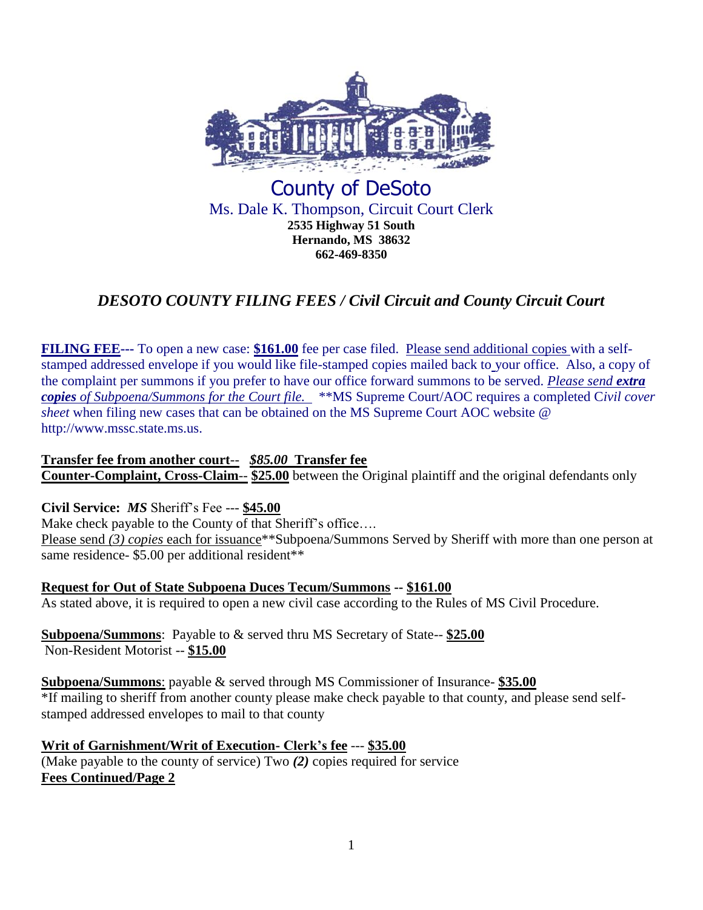County of DeSoto

Ms. Dale K. Thompson, Circuit Court Clerk

**2535 Highway 51 South**
**Hernando, MS 38632**
**662-469-8350**

## *DESOTO COUNTY FILING FEES / Civil Circuit and County Circuit Court*

**FILING FEE---** To open a new case: **$161.00** fee per case filed. Please send additional copies with a self-stamped addressed envelope if you would like file-stamped copies mailed back to your office. Also, a copy of the complaint per summons if you prefer to have our office forward summons to be served. *Please send **extra copies** of Subpoena/Summons for the Court file.* **MS Supreme Court/AOC requires a completed C*ivil cover sheet* when filing new cases that can be obtained on the MS Supreme Court AOC website @ http://www.mssc.state.ms.us.

**Transfer fee from another court**-- *$85.00* **Transfer fee**
**Counter-Complaint, Cross-Claim**-- **$25.00** between the Original plaintiff and the original defendants only

**Civil Service:** ***MS*** Sheriff's Fee --- **$45.00**
Make check payable to the County of that Sheriff's office….
Please send *(3) copies* each for issuance**Subpoena/Summons Served by Sheriff with more than one person at same residence- $5.00 per additional resident**

**Request for Out of State Subpoena Duces Tecum/Summons** -- **$161.00**
As stated above, it is required to open a new civil case according to the Rules of MS Civil Procedure.

**Subpoena/Summons**: Payable to & served thru MS Secretary of State-- **$25.00**
Non-Resident Motorist -- **$15.00**

**Subpoena/Summons**: payable & served through MS Commissioner of Insurance- **$35.00**
*If mailing to sheriff from another county please make check payable to that county, and please send self-stamped addressed envelopes to mail to that county

**Writ of Garnishment/Writ of Execution- Clerk's fee** --- **$35.00**
(Make payable to the county of service) Two ***(2)*** copies required for service
**Fees Continued/Page 2**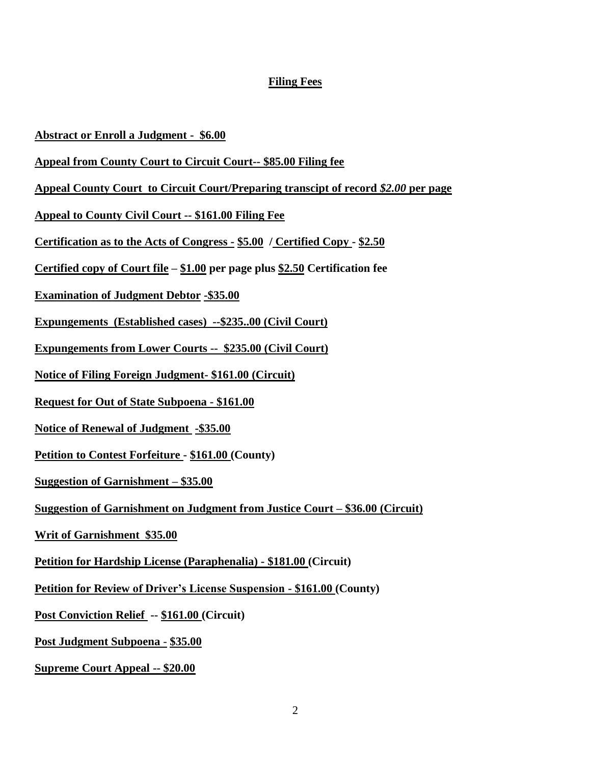## Filing Fees

**Abstract or Enroll a Judgment - $6.00**

**Appeal from County Court to Circuit Court-- $85.00 Filing fee**

**Appeal County Court to Circuit Court/Preparing transcipt of record *$2.00* per page**

**Appeal to County Civil Court -- $161.00 Filing Fee**

**Certification as to the Acts of Congress - $5.00 / Certified Copy - $2.50**

**Certified copy of Court file – $1.00 per page plus $2.50 Certification fee**

**Examination of Judgment Debtor -$35.00**

**Expungements (Established cases) --$235..00 (Civil Court)**

**Expungements from Lower Courts -- $235.00 (Civil Court)**

**Notice of Filing Foreign Judgment- $161.00 (Circuit)**

**Request for Out of State Subpoena - $161.00**

**Notice of Renewal of Judgment -$35.00**

**Petition to Contest Forfeiture - $161.00 (County)**

**Suggestion of Garnishment – $35.00**

**Suggestion of Garnishment on Judgment from Justice Court – $36.00 (Circuit)**

**Writ of Garnishment $35.00**

**Petition for Hardship License (Paraphenalia) - $181.00 (Circuit)**

**Petition for Review of Driver's License Suspension - $161.00 (County)**

**Post Conviction Relief -- $161.00 (Circuit)**

**Post Judgment Subpoena - $35.00**

**Supreme Court Appeal -- $20.00**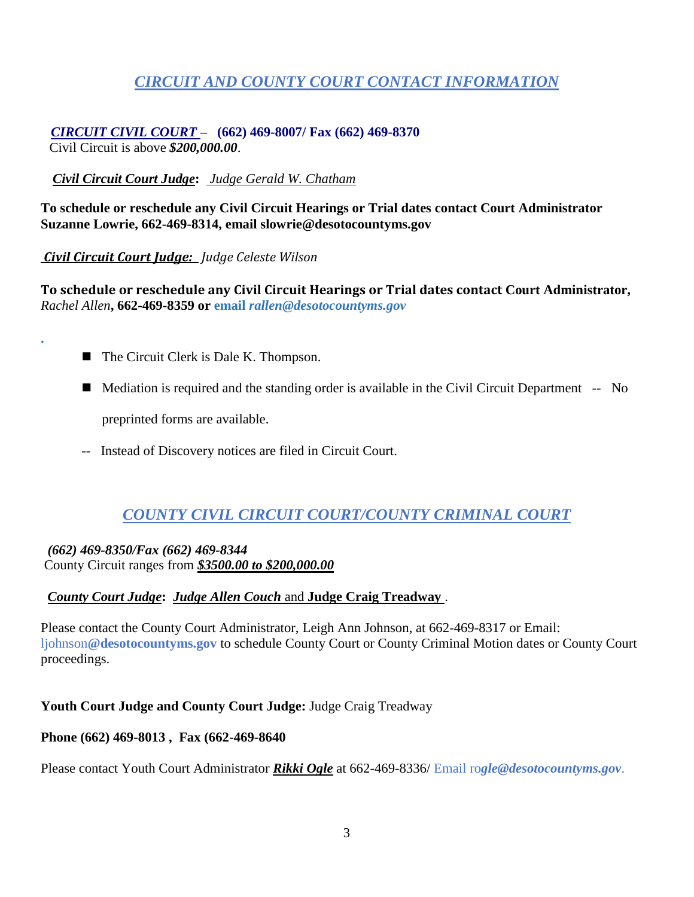## *CIRCUIT AND COUNTY COURT CONTACT INFORMATION*

***CIRCUIT CIVIL COURT*** **– (662) 469-8007/ Fax (662) 469-8370**
Civil Circuit is above ***$200,000.00***.

***Civil Circuit Court Judge*****:** *Judge Gerald W. Chatham*

**To schedule or reschedule any Civil Circuit Hearings or Trial dates contact Court Administrator Suzanne Lowrie, 662-469-8314, email slowrie@desotocountyms.gov**

***Civil Circuit Court Judge:*** *Judge Celeste Wilson*

**To schedule or reschedule any Civil Circuit Hearings or Trial dates contact Court Administrator,** *Rachel Allen***, 662-469-8359 or email** ***rallen@desotocountyms.gov***

.

- The Circuit Clerk is Dale K. Thompson.
- Mediation is required and the standing order is available in the Civil Circuit Department -- No preprinted forms are available.

-- Instead of Discovery notices are filed in Circuit Court.

## *COUNTY CIVIL CIRCUIT COURT/COUNTY CRIMINAL COURT*

***(662) 469-8350/Fax (662) 469-8344***
County Circuit ranges from ***$3500.00 to $200,000.00***

***County Court Judge*****:** ***Judge Allen Couch*** and **Judge Craig Treadway** .

Please contact the County Court Administrator, Leigh Ann Johnson, at 662-469-8317 or Email: ljohnson**@desotocountyms.gov** to schedule County Court or County Criminal Motion dates or County Court proceedings.

**Youth Court Judge and County Court Judge:** Judge Craig Treadway

**Phone (662) 469-8013 , Fax (662-469-8640**

Please contact Youth Court Administrator ***Rikki Ogle*** at 662-469-8336/ Email ro***gle@desotocountyms.gov***.